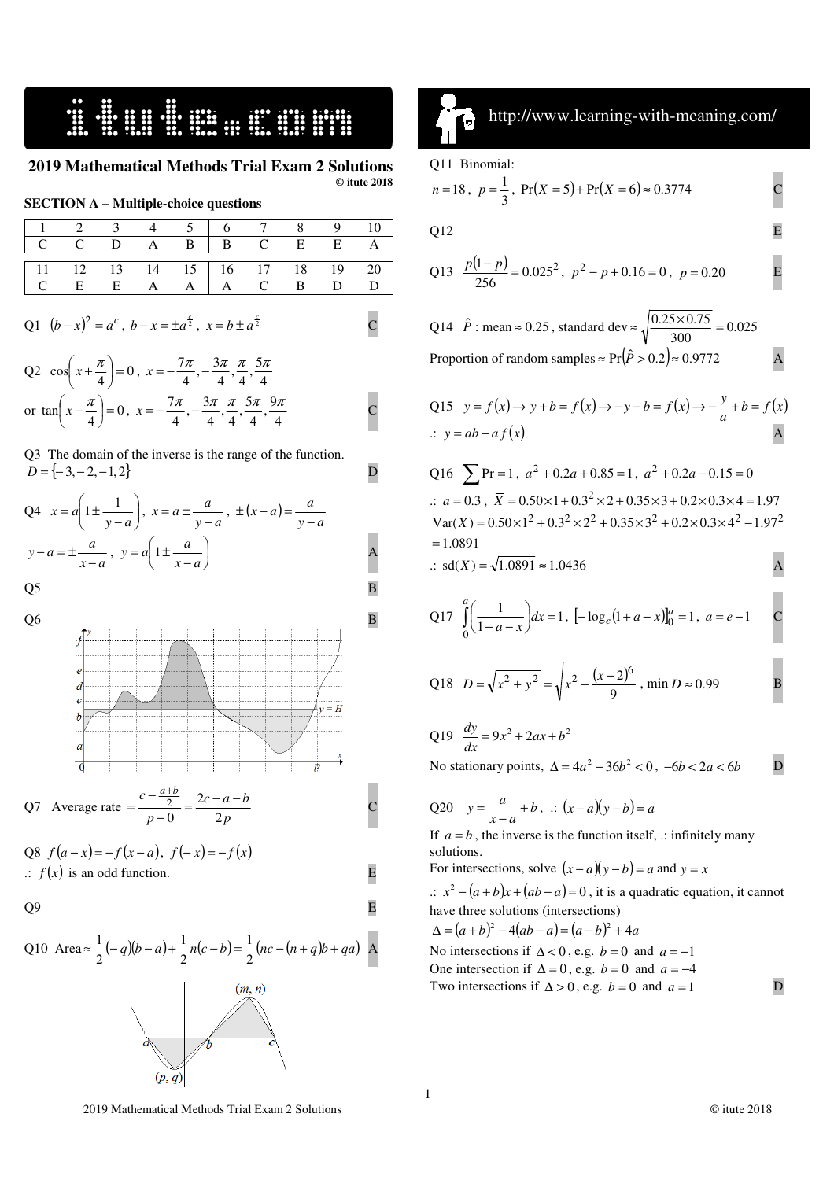# 2019 Mathematical Methods Trial Exam 2 Solutions

© itute 2018

## SECTION A – Multiple-choice questions

| 1 | 2 | 3 | 4 | 5 | 6 | 7 | 8 | 9 | 10 |
|---|---|---|---|---|---|---|---|---|---|
| C | C | D | A | B | B | C | E | E | A |

| 11 | 12 | 13 | 14 | 15 | 16 | 17 | 18 | 19 | 20 |
|---|---|---|---|---|---|---|---|---|---|
| C | E | E | A | A | A | C | B | D | D |

Q1 $(b-x)^2 = a^c$, $b-x = \pm a^{\frac{c}{2}}$, $x = b \pm a^{\frac{c}{2}}$ **C**

Q2 $\cos\left(x+\frac{\pi}{4}\right)=0$, $x = -\frac{7\pi}{4}, -\frac{3\pi}{4}, \frac{\pi}{4}, \frac{5\pi}{4}$

or $\tan\left(x-\frac{\pi}{4}\right)=0$, $x = -\frac{7\pi}{4}, -\frac{3\pi}{4}, \frac{\pi}{4}, \frac{5\pi}{4}, \frac{9\pi}{4}$ **C**

Q3 The domain of the inverse is the range of the function. $D = \{-3, -2, -1, 2\}$ **D**

Q4 $x = a\left(1 \pm \frac{1}{y-a}\right)$, $x = a \pm \frac{a}{y-a}$, $\pm(x-a) = \frac{a}{y-a}$

$y - a = \pm\frac{a}{x-a}$, $y = a\left(1 \pm \frac{a}{x-a}\right)$ **A**

Q5 **B**

Q6 **B**

Q7 Average rate $= \frac{c - \frac{a+b}{2}}{p-0} = \frac{2c-a-b}{2p}$ **C**

Q8 $f(a-x) = -f(x-a)$, $f(-x) = -f(x)$

$\therefore$ $f(x)$ is an odd function. **E**

Q9 **E**

Q10 Area $\approx \frac{1}{2}(-q)(b-a) + \frac{1}{2}n(c-b) = \frac{1}{2}(nc - (n+q)b + qa)$ **A**

Q11 Binomial:

$n = 18$, $p = \frac{1}{3}$, $\Pr(X=5) + \Pr(X=6) \approx 0.3774$ **C**

Q12 **E**

Q13 $\frac{p(1-p)}{256} = 0.025^2$, $p^2 - p + 0.16 = 0$, $p = 0.20$ **E**

Q14 $\hat{P}$ : mean $\approx 0.25$, standard dev $\approx \sqrt{\frac{0.25 \times 0.75}{300}} = 0.025$

Proportion of random samples $\approx \Pr(\hat{P} > 0.2) \approx 0.9772$ **A**

Q15 $y = f(x) \to y + b = f(x) \to -y + b = f(x) \to -\frac{y}{a} + b = f(x)$

$\therefore$ $y = ab - a f(x)$ **A**

Q16 $\sum \Pr = 1$, $a^2 + 0.2a + 0.85 = 1$, $a^2 + 0.2a - 0.15 = 0$

$\therefore$ $a = 0.3$, $\overline{X} = 0.50\times1 + 0.3^2\times2 + 0.35\times3 + 0.2\times0.3\times4 = 1.97$

$\text{Var}(X) = 0.50\times1^2 + 0.3^2\times2^2 + 0.35\times3^2 + 0.2\times0.3\times4^2 - 1.97^2$

$= 1.0891$

$\therefore$ $\text{sd}(X) = \sqrt{1.0891} \approx 1.0436$ **A**

Q17 $\int_0^a \left(\frac{1}{1+a-x}\right)dx = 1$, $\left[-\log_e(1+a-x)\right]_0^a = 1$, $a = e-1$ **C**

Q18 $D = \sqrt{x^2+y^2} = \sqrt{x^2 + \frac{(x-2)^6}{9}}$, min $D \approx 0.99$ **B**

Q19 $\frac{dy}{dx} = 9x^2 + 2ax + b^2$

No stationary points, $\Delta = 4a^2 - 36b^2 < 0$, $-6b < 2a < 6b$ **D**

Q20 $y = \frac{a}{x-a} + b$, $\therefore$ $(x-a)(y-b) = a$

If $a = b$, the inverse is the function itself, $\therefore$ infinitely many solutions.

For intersections, solve $(x-a)(y-b) = a$ and $y = x$

$\therefore$ $x^2 - (a+b)x + (ab-a) = 0$, it is a quadratic equation, it cannot have three solutions (intersections)

$\Delta = (a+b)^2 - 4(ab-a) = (a-b)^2 + 4a$

No intersections if $\Delta < 0$, e.g. $b = 0$ and $a = -1$

One intersection if $\Delta = 0$, e.g. $b = 0$ and $a = -4$

Two intersections if $\Delta > 0$, e.g. $b = 0$ and $a = 1$ **D**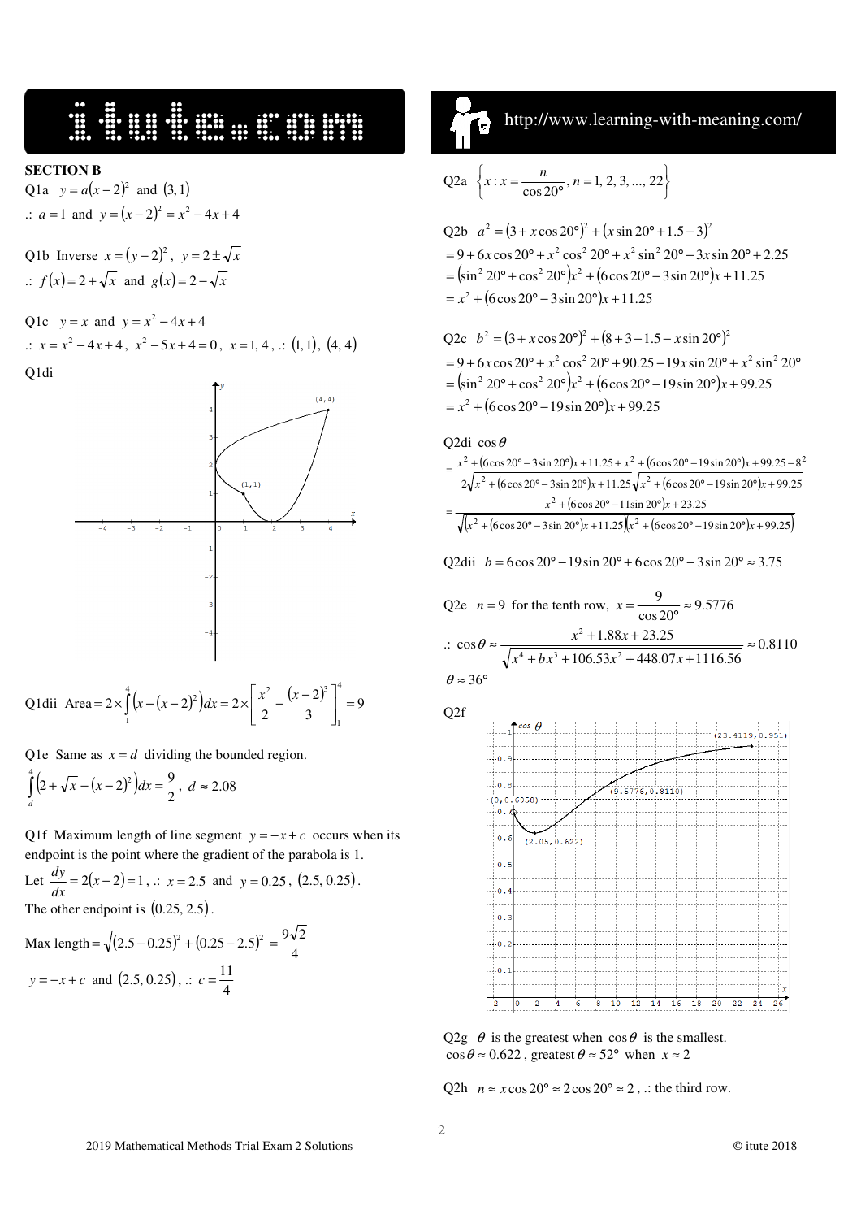**SECTION B**

Q1a $y = a(x-2)^2$ and $(3, 1)$

.: $a = 1$ and $y = (x-2)^2 = x^2 - 4x + 4$

Q1b Inverse $x = (y-2)^2$, $y = 2 \pm \sqrt{x}$

.: $f(x) = 2 + \sqrt{x}$ and $g(x) = 2 - \sqrt{x}$

Q1c $y = x$ and $y = x^2 - 4x + 4$

.: $x = x^2 - 4x + 4$, $x^2 - 5x + 4 = 0$, $x = 1, 4$, .: $(1, 1)$, $(4, 4)$

Q1di

Q1dii $\text{Area} = 2 \times \int_1^4 \left(x - (x-2)^2\right) dx = 2 \times \left[\frac{x^2}{2} - \frac{(x-2)^3}{3}\right]_1^4 = 9$

Q1e Same as $x = d$ dividing the bounded region.

$\int_d^4 \left(2 + \sqrt{x} - (x-2)^2\right) dx = \frac{9}{2}$, $d \approx 2.08$

Q1f Maximum length of line segment $y = -x + c$ occurs when its endpoint is the point where the gradient of the parabola is 1.

Let $\frac{dy}{dx} = 2(x-2) = 1$, .: $x = 2.5$ and $y = 0.25$, $(2.5, 0.25)$.

The other endpoint is $(0.25, 2.5)$.

$\text{Max length} = \sqrt{(2.5 - 0.25)^2 + (0.25 - 2.5)^2} = \frac{9\sqrt{2}}{4}$

$y = -x + c$ and $(2.5, 0.25)$, .: $c = \frac{11}{4}$

Q2a $\left\{x : x = \frac{n}{\cos 20°}, n = 1, 2, 3, ..., 22\right\}$

Q2b $a^2 = (3 + x\cos 20°)^2 + (x \sin 20° + 1.5 - 3)^2$

$= 9 + 6x\cos 20° + x^2 \cos^2 20° + x^2 \sin^2 20° - 3x \sin 20° + 2.25$

$= (\sin^2 20° + \cos^2 20°)x^2 + (6\cos 20° - 3\sin 20°)x + 11.25$

$= x^2 + (6\cos 20° - 3\sin 20°)x + 11.25$

Q2c $b^2 = (3 + x\cos 20°)^2 + (8 + 3 - 1.5 - x\sin 20°)^2$

$= 9 + 6x\cos 20° + x^2 \cos^2 20° + 90.25 - 19x \sin 20° + x^2 \sin^2 20°$

$= (\sin^2 20° + \cos^2 20°)x^2 + (6\cos 20° - 19\sin 20°)x + 99.25$

$= x^2 + (6\cos 20° - 19\sin 20°)x + 99.25$

Q2di $\cos\theta$

$$= \frac{x^2 + (6\cos 20° - 3\sin 20°)x + 11.25 + x^2 + (6\cos 20° - 19\sin 20°)x + 99.25 - 8^2}{2\sqrt{x^2 + (6\cos 20° - 3\sin 20°)x + 11.25}\sqrt{x^2 + (6\cos 20° - 19\sin 20°)x + 99.25}}$$

$$= \frac{x^2 + (6\cos 20° - 11\sin 20°)x + 23.25}{\sqrt{\left(x^2 + (6\cos 20° - 3\sin 20°)x + 11.25\right)\left(x^2 + (6\cos 20° - 19\sin 20°)x + 99.25\right)}}$$

Q2dii $b = 6\cos 20° - 19\sin 20° + 6\cos 20° - 3\sin 20° \approx 3.75$

Q2e $n = 9$ for the tenth row, $x = \frac{9}{\cos 20°} \approx 9.5776$

.: $\cos\theta \approx \frac{x^2 + 1.88x + 23.25}{\sqrt{x^4 + bx^3 + 106.53x^2 + 448.07x + 1116.56}} \approx 0.8110$

$\theta \approx 36°$

Q2f

Q2g $\theta$ is the greatest when $\cos\theta$ is the smallest.

$\cos\theta \approx 0.622$, greatest $\theta \approx 52°$ when $x \approx 2$

Q2h $n \approx x\cos 20° \approx 2\cos 20° \approx 2$, .: the third row.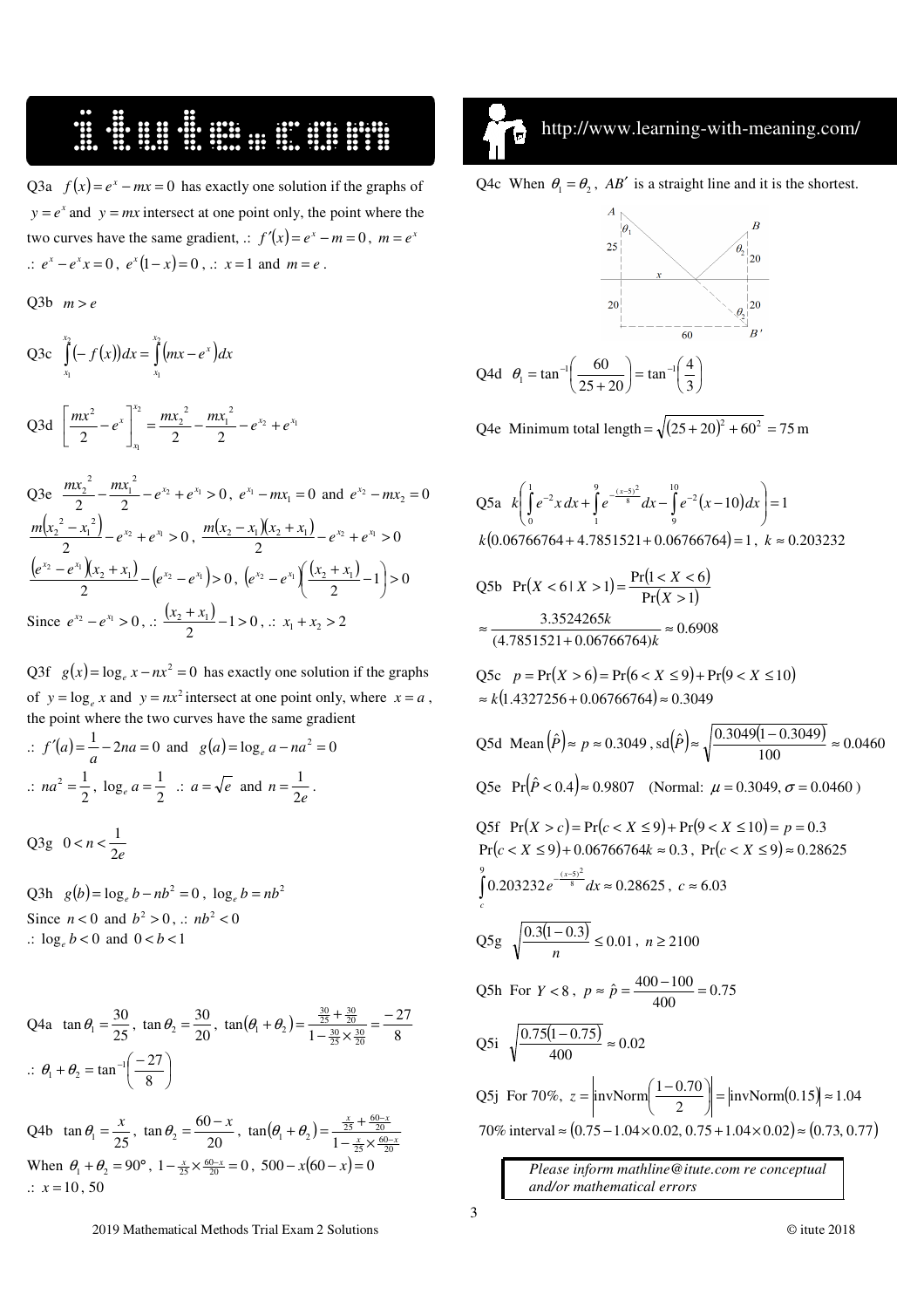Q3a $f(x)=e^x-mx=0$ has exactly one solution if the graphs of $y=e^x$ and $y=mx$ intersect at one point only, the point where the two curves have the same gradient, .: $f'(x)=e^x-m=0$, $m=e^x$ .: $e^x-e^x x=0$, $e^x(1-x)=0$, .: $x=1$ and $m=e$.

Q3b $m>e$

Q3c $\int_{x_1}^{x_2}(-f(x))dx=\int_{x_1}^{x_2}(mx-e^x)dx$

Q3d $\left[\frac{mx^2}{2}-e^x\right]_{x_1}^{x_2}=\frac{mx_2^{\,2}}{2}-\frac{mx_1^{\,2}}{2}-e^{x_2}+e^{x_1}$

Q3e $\frac{mx_2^{\,2}}{2}-\frac{mx_1^{\,2}}{2}-e^{x_2}+e^{x_1}>0$, $e^{x_1}-mx_1=0$ and $e^{x_2}-mx_2=0$

$\frac{m(x_2^{\,2}-x_1^{\,2})}{2}-e^{x_2}+e^{x_1}>0$, $\frac{m(x_2-x_1)(x_2+x_1)}{2}-e^{x_2}+e^{x_1}>0$

$\frac{(e^{x_2}-e^{x_1})(x_2+x_1)}{2}-(e^{x_2}-e^{x_1})>0$, $(e^{x_2}-e^{x_1})\left(\frac{(x_2+x_1)}{2}-1\right)>0$

Since $e^{x_2}-e^{x_1}>0$, .: $\frac{(x_2+x_1)}{2}-1>0$, .: $x_1+x_2>2$

Q3f $g(x)=\log_e x-nx^2=0$ has exactly one solution if the graphs of $y=\log_e x$ and $y=nx^2$ intersect at one point only, where $x=a$, the point where the two curves have the same gradient

.: $f'(a)=\frac{1}{a}-2na=0$ and $g(a)=\log_e a-na^2=0$

.: $na^2=\frac{1}{2}$, $\log_e a=\frac{1}{2}$ .: $a=\sqrt{e}$ and $n=\frac{1}{2e}$.

Q3g $0<n<\frac{1}{2e}$

Q3h $g(b)=\log_e b-nb^2=0$, $\log_e b=nb^2$

Since $n<0$ and $b^2>0$, .: $nb^2<0$

.: $\log_e b<0$ and $0<b<1$

Q4a $\tan\theta_1=\frac{30}{25}$, $\tan\theta_2=\frac{30}{20}$, $\tan(\theta_1+\theta_2)=\frac{\frac{30}{25}+\frac{30}{20}}{1-\frac{30}{25}\times\frac{30}{20}}=\frac{-27}{8}$

.: $\theta_1+\theta_2=\tan^{-1}\left(\frac{-27}{8}\right)$

Q4b $\tan\theta_1=\frac{x}{25}$, $\tan\theta_2=\frac{60-x}{20}$, $\tan(\theta_1+\theta_2)=\frac{\frac{x}{25}+\frac{60-x}{20}}{1-\frac{x}{25}\times\frac{60-x}{20}}$

When $\theta_1+\theta_2=90°$, $1-\frac{x}{25}\times\frac{60-x}{20}=0$, $500-x(60-x)=0$

.: $x=10, 50$

Q4c When $\theta_1=\theta_2$, $AB'$ is a straight line and it is the shortest.

A, $\theta_1$, 25, 20, x, B, $\theta_2$, 20, $\theta_2$, 20, 60, B'

Q4d $\theta_1=\tan^{-1}\left(\frac{60}{25+20}\right)=\tan^{-1}\left(\frac{4}{3}\right)$

Q4e Minimum total length $=\sqrt{(25+20)^2+60^2}=75$ m

Q5a $k\left(\int_0^1 e^{-2}x\,dx+\int_1^9 e^{-\frac{(x-5)^2}{8}}dx-\int_9^{10}e^{-2}(x-10)dx\right)=1$

$k(0.06766764+4.7851521+0.06766764)=1$, $k\approx 0.203232$

Q5b $\Pr(X<6\mid X>1)=\frac{\Pr(1<X<6)}{\Pr(X>1)}$

$\approx\frac{3.3524265k}{(4.7851521+0.06766764)k}\approx 0.6908$

Q5c $p=\Pr(X>6)=\Pr(6<X\le 9)+\Pr(9<X\le 10)$

$\approx k(1.4327256+0.06766764)\approx 0.3049$

Q5d Mean$(\hat{P})\approx p\approx 0.3049$, sd$(\hat{P})\approx\sqrt{\frac{0.3049(1-0.3049)}{100}}\approx 0.0460$

Q5e $\Pr(\hat{P}<0.4)\approx 0.9807$ (Normal: $\mu=0.3049, \sigma=0.0460$)

Q5f $\Pr(X>c)=\Pr(c<X\le 9)+\Pr(9<X\le 10)=p=0.3$

$\Pr(c<X\le 9)+0.06766764k\approx 0.3$, $\Pr(c<X\le 9)\approx 0.28625$

$\int_c^9 0.203232e^{-\frac{(x-5)^2}{8}}dx\approx 0.28625$, $c\approx 6.03$

Q5g $\sqrt{\frac{0.3(1-0.3)}{n}}\le 0.01$, $n\ge 2100$

Q5h For $Y<8$, $p\approx\hat{p}=\frac{400-100}{400}=0.75$

Q5i $\sqrt{\frac{0.75(1-0.75)}{400}}\approx 0.02$

Q5j For 70%, $z=\left|\text{invNorm}\left(\frac{1-0.70}{2}\right)\right|=|\text{invNorm}(0.15)|\approx 1.04$

70% interval $\approx(0.75-1.04\times 0.02,\ 0.75+1.04\times 0.02)\approx(0.73, 0.77)$

*Please inform mathline@itute.com re conceptual and/or mathematical errors*